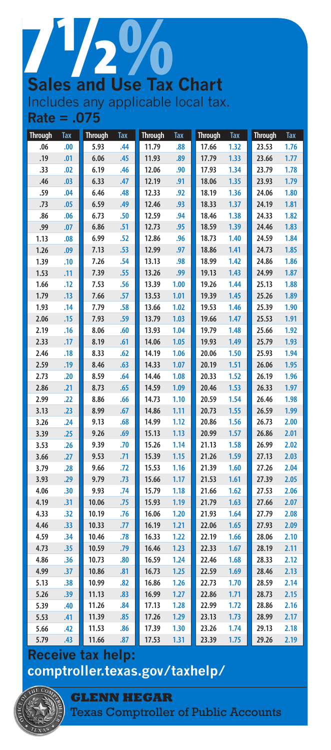# 7½%

## Sales and Use Tax Chart

Includes any applicable local tax.

**Rate = .075**

| Through | Tax | Through | Tax | Through | Tax | Through | Tax | Through | Tax |
|---|---|---|---|---|---|---|---|---|---|
| .06 | .00 | 5.93 | .44 | 11.79 | .88 | 17.66 | 1.32 | 23.53 | 1.76 |
| .19 | .01 | 6.06 | .45 | 11.93 | .89 | 17.79 | 1.33 | 23.66 | 1.77 |
| .33 | .02 | 6.19 | .46 | 12.06 | .90 | 17.93 | 1.34 | 23.79 | 1.78 |
| .46 | .03 | 6.33 | .47 | 12.19 | .91 | 18.06 | 1.35 | 23.93 | 1.79 |
| .59 | .04 | 6.46 | .48 | 12.33 | .92 | 18.19 | 1.36 | 24.06 | 1.80 |
| .73 | .05 | 6.59 | .49 | 12.46 | .93 | 18.33 | 1.37 | 24.19 | 1.81 |
| .86 | .06 | 6.73 | .50 | 12.59 | .94 | 18.46 | 1.38 | 24.33 | 1.82 |
| .99 | .07 | 6.86 | .51 | 12.73 | .95 | 18.59 | 1.39 | 24.46 | 1.83 |
| 1.13 | .08 | 6.99 | .52 | 12.86 | .96 | 18.73 | 1.40 | 24.59 | 1.84 |
| 1.26 | .09 | 7.13 | .53 | 12.99 | .97 | 18.86 | 1.41 | 24.73 | 1.85 |
| 1.39 | .10 | 7.26 | .54 | 13.13 | .98 | 18.99 | 1.42 | 24.86 | 1.86 |
| 1.53 | .11 | 7.39 | .55 | 13.26 | .99 | 19.13 | 1.43 | 24.99 | 1.87 |
| 1.66 | .12 | 7.53 | .56 | 13.39 | 1.00 | 19.26 | 1.44 | 25.13 | 1.88 |
| 1.79 | .13 | 7.66 | .57 | 13.53 | 1.01 | 19.39 | 1.45 | 25.26 | 1.89 |
| 1.93 | .14 | 7.79 | .58 | 13.66 | 1.02 | 19.53 | 1.46 | 25.39 | 1.90 |
| 2.06 | .15 | 7.93 | .59 | 13.79 | 1.03 | 19.66 | 1.47 | 25.53 | 1.91 |
| 2.19 | .16 | 8.06 | .60 | 13.93 | 1.04 | 19.79 | 1.48 | 25.66 | 1.92 |
| 2.33 | .17 | 8.19 | .61 | 14.06 | 1.05 | 19.93 | 1.49 | 25.79 | 1.93 |
| 2.46 | .18 | 8.33 | .62 | 14.19 | 1.06 | 20.06 | 1.50 | 25.93 | 1.94 |
| 2.59 | .19 | 8.46 | .63 | 14.33 | 1.07 | 20.19 | 1.51 | 26.06 | 1.95 |
| 2.73 | .20 | 8.59 | .64 | 14.46 | 1.08 | 20.33 | 1.52 | 26.19 | 1.96 |
| 2.86 | .21 | 8.73 | .65 | 14.59 | 1.09 | 20.46 | 1.53 | 26.33 | 1.97 |
| 2.99 | .22 | 8.86 | .66 | 14.73 | 1.10 | 20.59 | 1.54 | 26.46 | 1.98 |
| 3.13 | .23 | 8.99 | .67 | 14.86 | 1.11 | 20.73 | 1.55 | 26.59 | 1.99 |
| 3.26 | .24 | 9.13 | .68 | 14.99 | 1.12 | 20.86 | 1.56 | 26.73 | 2.00 |
| 3.39 | .25 | 9.26 | .69 | 15.13 | 1.13 | 20.99 | 1.57 | 26.86 | 2.01 |
| 3.53 | .26 | 9.39 | .70 | 15.26 | 1.14 | 21.13 | 1.58 | 26.99 | 2.02 |
| 3.66 | .27 | 9.53 | .71 | 15.39 | 1.15 | 21.26 | 1.59 | 27.13 | 2.03 |
| 3.79 | .28 | 9.66 | .72 | 15.53 | 1.16 | 21.39 | 1.60 | 27.26 | 2.04 |
| 3.93 | .29 | 9.79 | .73 | 15.66 | 1.17 | 21.53 | 1.61 | 27.39 | 2.05 |
| 4.06 | .30 | 9.93 | .74 | 15.79 | 1.18 | 21.66 | 1.62 | 27.53 | 2.06 |
| 4.19 | .31 | 10.06 | .75 | 15.93 | 1.19 | 21.79 | 1.63 | 27.66 | 2.07 |
| 4.33 | .32 | 10.19 | .76 | 16.06 | 1.20 | 21.93 | 1.64 | 27.79 | 2.08 |
| 4.46 | .33 | 10.33 | .77 | 16.19 | 1.21 | 22.06 | 1.65 | 27.93 | 2.09 |
| 4.59 | .34 | 10.46 | .78 | 16.33 | 1.22 | 22.19 | 1.66 | 28.06 | 2.10 |
| 4.73 | .35 | 10.59 | .79 | 16.46 | 1.23 | 22.33 | 1.67 | 28.19 | 2.11 |
| 4.86 | .36 | 10.73 | .80 | 16.59 | 1.24 | 22.46 | 1.68 | 28.33 | 2.12 |
| 4.99 | .37 | 10.86 | .81 | 16.73 | 1.25 | 22.59 | 1.69 | 28.46 | 2.13 |
| 5.13 | .38 | 10.99 | .82 | 16.86 | 1.26 | 22.73 | 1.70 | 28.59 | 2.14 |
| 5.26 | .39 | 11.13 | .83 | 16.99 | 1.27 | 22.86 | 1.71 | 28.73 | 2.15 |
| 5.39 | .40 | 11.26 | .84 | 17.13 | 1.28 | 22.99 | 1.72 | 28.86 | 2.16 |
| 5.53 | .41 | 11.39 | .85 | 17.26 | 1.29 | 23.13 | 1.73 | 28.99 | 2.17 |
| 5.66 | .42 | 11.53 | .86 | 17.39 | 1.30 | 23.26 | 1.74 | 29.13 | 2.18 |
| 5.79 | .43 | 11.66 | .87 | 17.53 | 1.31 | 23.39 | 1.75 | 29.26 | 2.19 |

**Receive tax help:**
**comptroller.texas.gov/taxhelp/**

**GLENN HEGAR**
Texas Comptroller of Public Accounts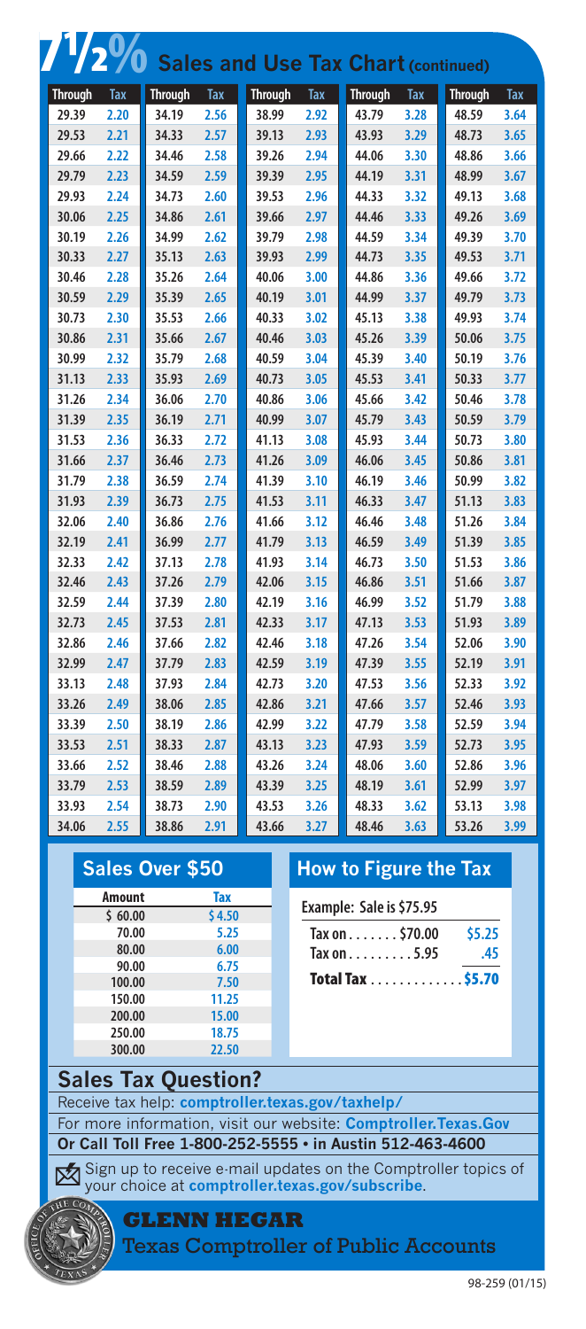# 7½% Sales and Use Tax Chart (continued)

| Through | Tax | Through | Tax | Through | Tax | Through | Tax | Through | Tax |
|---|---|---|---|---|---|---|---|---|---|
| 29.39 | 2.20 | 34.19 | 2.56 | 38.99 | 2.92 | 43.79 | 3.28 | 48.59 | 3.64 |
| 29.53 | 2.21 | 34.33 | 2.57 | 39.13 | 2.93 | 43.93 | 3.29 | 48.73 | 3.65 |
| 29.66 | 2.22 | 34.46 | 2.58 | 39.26 | 2.94 | 44.06 | 3.30 | 48.86 | 3.66 |
| 29.79 | 2.23 | 34.59 | 2.59 | 39.39 | 2.95 | 44.19 | 3.31 | 48.99 | 3.67 |
| 29.93 | 2.24 | 34.73 | 2.60 | 39.53 | 2.96 | 44.33 | 3.32 | 49.13 | 3.68 |
| 30.06 | 2.25 | 34.86 | 2.61 | 39.66 | 2.97 | 44.46 | 3.33 | 49.26 | 3.69 |
| 30.19 | 2.26 | 34.99 | 2.62 | 39.79 | 2.98 | 44.59 | 3.34 | 49.39 | 3.70 |
| 30.33 | 2.27 | 35.13 | 2.63 | 39.93 | 2.99 | 44.73 | 3.35 | 49.53 | 3.71 |
| 30.46 | 2.28 | 35.26 | 2.64 | 40.06 | 3.00 | 44.86 | 3.36 | 49.66 | 3.72 |
| 30.59 | 2.29 | 35.39 | 2.65 | 40.19 | 3.01 | 44.99 | 3.37 | 49.79 | 3.73 |
| 30.73 | 2.30 | 35.53 | 2.66 | 40.33 | 3.02 | 45.13 | 3.38 | 49.93 | 3.74 |
| 30.86 | 2.31 | 35.66 | 2.67 | 40.46 | 3.03 | 45.26 | 3.39 | 50.06 | 3.75 |
| 30.99 | 2.32 | 35.79 | 2.68 | 40.59 | 3.04 | 45.39 | 3.40 | 50.19 | 3.76 |
| 31.13 | 2.33 | 35.93 | 2.69 | 40.73 | 3.05 | 45.53 | 3.41 | 50.33 | 3.77 |
| 31.26 | 2.34 | 36.06 | 2.70 | 40.86 | 3.06 | 45.66 | 3.42 | 50.46 | 3.78 |
| 31.39 | 2.35 | 36.19 | 2.71 | 40.99 | 3.07 | 45.79 | 3.43 | 50.59 | 3.79 |
| 31.53 | 2.36 | 36.33 | 2.72 | 41.13 | 3.08 | 45.93 | 3.44 | 50.73 | 3.80 |
| 31.66 | 2.37 | 36.46 | 2.73 | 41.26 | 3.09 | 46.06 | 3.45 | 50.86 | 3.81 |
| 31.79 | 2.38 | 36.59 | 2.74 | 41.39 | 3.10 | 46.19 | 3.46 | 50.99 | 3.82 |
| 31.93 | 2.39 | 36.73 | 2.75 | 41.53 | 3.11 | 46.33 | 3.47 | 51.13 | 3.83 |
| 32.06 | 2.40 | 36.86 | 2.76 | 41.66 | 3.12 | 46.46 | 3.48 | 51.26 | 3.84 |
| 32.19 | 2.41 | 36.99 | 2.77 | 41.79 | 3.13 | 46.59 | 3.49 | 51.39 | 3.85 |
| 32.33 | 2.42 | 37.13 | 2.78 | 41.93 | 3.14 | 46.73 | 3.50 | 51.53 | 3.86 |
| 32.46 | 2.43 | 37.26 | 2.79 | 42.06 | 3.15 | 46.86 | 3.51 | 51.66 | 3.87 |
| 32.59 | 2.44 | 37.39 | 2.80 | 42.19 | 3.16 | 46.99 | 3.52 | 51.79 | 3.88 |
| 32.73 | 2.45 | 37.53 | 2.81 | 42.33 | 3.17 | 47.13 | 3.53 | 51.93 | 3.89 |
| 32.86 | 2.46 | 37.66 | 2.82 | 42.46 | 3.18 | 47.26 | 3.54 | 52.06 | 3.90 |
| 32.99 | 2.47 | 37.79 | 2.83 | 42.59 | 3.19 | 47.39 | 3.55 | 52.19 | 3.91 |
| 33.13 | 2.48 | 37.93 | 2.84 | 42.73 | 3.20 | 47.53 | 3.56 | 52.33 | 3.92 |
| 33.26 | 2.49 | 38.06 | 2.85 | 42.86 | 3.21 | 47.66 | 3.57 | 52.46 | 3.93 |
| 33.39 | 2.50 | 38.19 | 2.86 | 42.99 | 3.22 | 47.79 | 3.58 | 52.59 | 3.94 |
| 33.53 | 2.51 | 38.33 | 2.87 | 43.13 | 3.23 | 47.93 | 3.59 | 52.73 | 3.95 |
| 33.66 | 2.52 | 38.46 | 2.88 | 43.26 | 3.24 | 48.06 | 3.60 | 52.86 | 3.96 |
| 33.79 | 2.53 | 38.59 | 2.89 | 43.39 | 3.25 | 48.19 | 3.61 | 52.99 | 3.97 |
| 33.93 | 2.54 | 38.73 | 2.90 | 43.53 | 3.26 | 48.33 | 3.62 | 53.13 | 3.98 |
| 34.06 | 2.55 | 38.86 | 2.91 | 43.66 | 3.27 | 48.46 | 3.63 | 53.26 | 3.99 |

## Sales Over $50

| Amount | Tax |
|---|---|
| $ 60.00 | $4.50 |
| 70.00 | 5.25 |
| 80.00 | 6.00 |
| 90.00 | 6.75 |
| 100.00 | 7.50 |
| 150.00 | 11.25 |
| 200.00 | 15.00 |
| 250.00 | 18.75 |
| 300.00 | 22.50 |

## How to Figure the Tax

**Example: Sale is $75.95**

| | |
|---|---|
| Tax on . . . . . . . $70.00 | $5.25 |
| Tax on . . . . . . . . . 5.95 | .45 |
| **Total Tax . . . . . . . . . . . . .** | **$5.70** |

## Sales Tax Question?

Receive tax help: **comptroller.texas.gov/taxhelp/**

For more information, visit our website: **Comptroller.Texas.Gov**

**Or Call Toll Free 1-800-252-5555 • in Austin 512-463-4600**

Sign up to receive e-mail updates on the Comptroller topics of your choice at **comptroller.texas.gov/subscribe**.

**GLENN HEGAR**

Texas Comptroller of Public Accounts

98-259 (01/15)